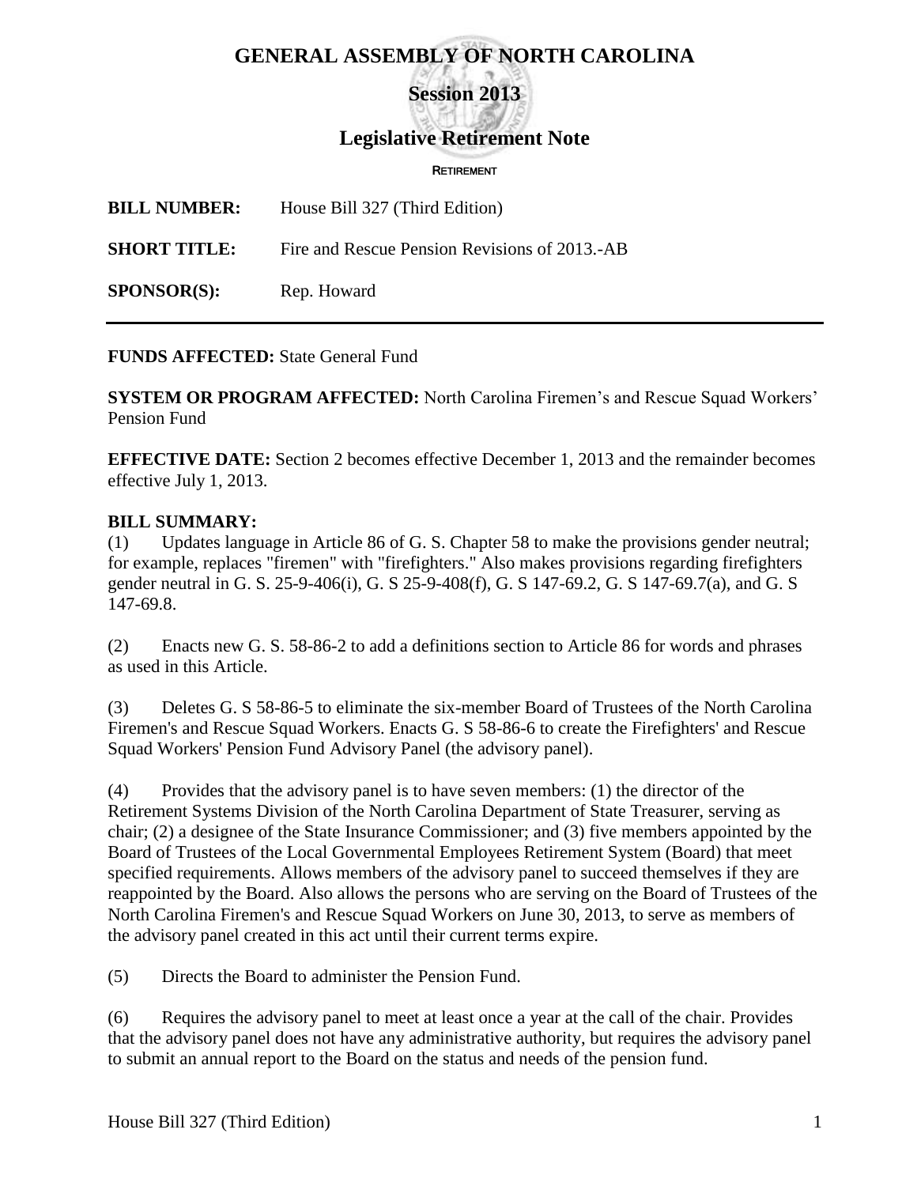# GENERAL ASSEMBLY OF NORTH CAROLINA

## Session 2013

## Legislative Retirement Note

RETIREMENT

**BILL NUMBER:** House Bill 327 (Third Edition)

**SHORT TITLE:** Fire and Rescue Pension Revisions of 2013.-AB

**SPONSOR(S):** Rep. Howard

---

**FUNDS AFFECTED:** State General Fund

**SYSTEM OR PROGRAM AFFECTED:** North Carolina Firemen's and Rescue Squad Workers' Pension Fund

**EFFECTIVE DATE:** Section 2 becomes effective December 1, 2013 and the remainder becomes effective July 1, 2013.

**BILL SUMMARY:**

(1) Updates language in Article 86 of G. S. Chapter 58 to make the provisions gender neutral; for example, replaces "firemen" with "firefighters." Also makes provisions regarding firefighters gender neutral in G. S. 25-9-406(i), G. S 25-9-408(f), G. S 147-69.2, G. S 147-69.7(a), and G. S 147-69.8.

(2) Enacts new G. S. 58-86-2 to add a definitions section to Article 86 for words and phrases as used in this Article.

(3) Deletes G. S 58-86-5 to eliminate the six-member Board of Trustees of the North Carolina Firemen's and Rescue Squad Workers. Enacts G. S 58-86-6 to create the Firefighters' and Rescue Squad Workers' Pension Fund Advisory Panel (the advisory panel).

(4) Provides that the advisory panel is to have seven members: (1) the director of the Retirement Systems Division of the North Carolina Department of State Treasurer, serving as chair; (2) a designee of the State Insurance Commissioner; and (3) five members appointed by the Board of Trustees of the Local Governmental Employees Retirement System (Board) that meet specified requirements. Allows members of the advisory panel to succeed themselves if they are reappointed by the Board. Also allows the persons who are serving on the Board of Trustees of the North Carolina Firemen's and Rescue Squad Workers on June 30, 2013, to serve as members of the advisory panel created in this act until their current terms expire.

(5) Directs the Board to administer the Pension Fund.

(6) Requires the advisory panel to meet at least once a year at the call of the chair. Provides that the advisory panel does not have any administrative authority, but requires the advisory panel to submit an annual report to the Board on the status and needs of the pension fund.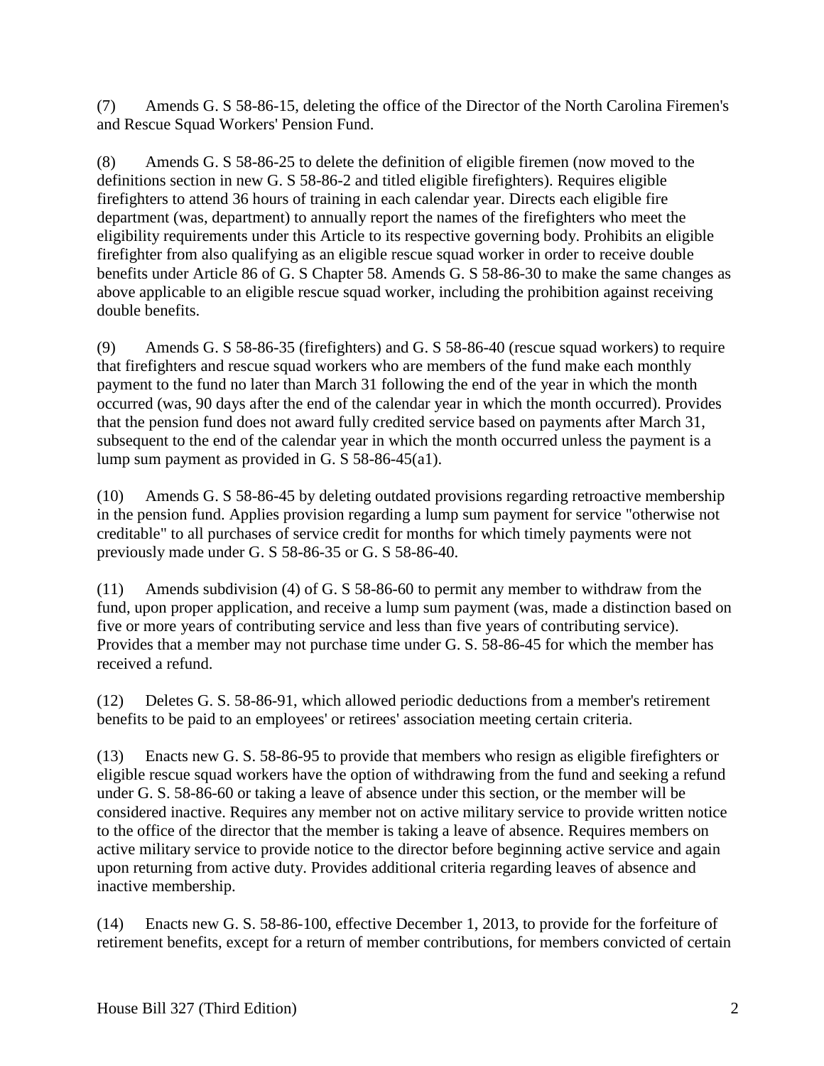(7) Amends G. S 58-86-15, deleting the office of the Director of the North Carolina Firemen's and Rescue Squad Workers' Pension Fund.

(8) Amends G. S 58-86-25 to delete the definition of eligible firemen (now moved to the definitions section in new G. S 58-86-2 and titled eligible firefighters). Requires eligible firefighters to attend 36 hours of training in each calendar year. Directs each eligible fire department (was, department) to annually report the names of the firefighters who meet the eligibility requirements under this Article to its respective governing body. Prohibits an eligible firefighter from also qualifying as an eligible rescue squad worker in order to receive double benefits under Article 86 of G. S Chapter 58. Amends G. S 58-86-30 to make the same changes as above applicable to an eligible rescue squad worker, including the prohibition against receiving double benefits.

(9) Amends G. S 58-86-35 (firefighters) and G. S 58-86-40 (rescue squad workers) to require that firefighters and rescue squad workers who are members of the fund make each monthly payment to the fund no later than March 31 following the end of the year in which the month occurred (was, 90 days after the end of the calendar year in which the month occurred). Provides that the pension fund does not award fully credited service based on payments after March 31, subsequent to the end of the calendar year in which the month occurred unless the payment is a lump sum payment as provided in G. S 58-86-45(a1).

(10) Amends G. S 58-86-45 by deleting outdated provisions regarding retroactive membership in the pension fund. Applies provision regarding a lump sum payment for service "otherwise not creditable" to all purchases of service credit for months for which timely payments were not previously made under G. S 58-86-35 or G. S 58-86-40.

(11) Amends subdivision (4) of G. S 58-86-60 to permit any member to withdraw from the fund, upon proper application, and receive a lump sum payment (was, made a distinction based on five or more years of contributing service and less than five years of contributing service). Provides that a member may not purchase time under G. S. 58-86-45 for which the member has received a refund.

(12) Deletes G. S. 58-86-91, which allowed periodic deductions from a member's retirement benefits to be paid to an employees' or retirees' association meeting certain criteria.

(13) Enacts new G. S. 58-86-95 to provide that members who resign as eligible firefighters or eligible rescue squad workers have the option of withdrawing from the fund and seeking a refund under G. S. 58-86-60 or taking a leave of absence under this section, or the member will be considered inactive. Requires any member not on active military service to provide written notice to the office of the director that the member is taking a leave of absence. Requires members on active military service to provide notice to the director before beginning active service and again upon returning from active duty. Provides additional criteria regarding leaves of absence and inactive membership.

(14) Enacts new G. S. 58-86-100, effective December 1, 2013, to provide for the forfeiture of retirement benefits, except for a return of member contributions, for members convicted of certain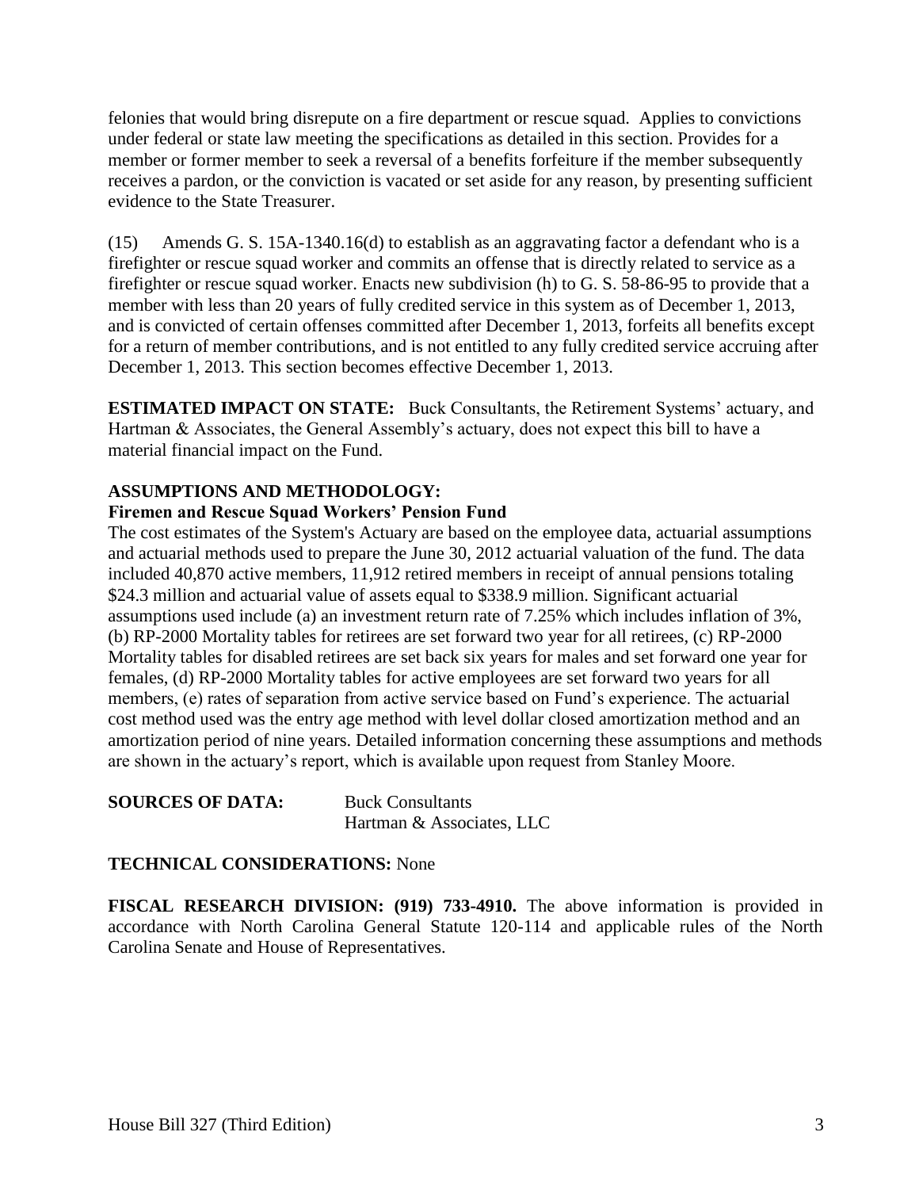felonies that would bring disrepute on a fire department or rescue squad. Applies to convictions under federal or state law meeting the specifications as detailed in this section. Provides for a member or former member to seek a reversal of a benefits forfeiture if the member subsequently receives a pardon, or the conviction is vacated or set aside for any reason, by presenting sufficient evidence to the State Treasurer.

(15) Amends G. S. 15A-1340.16(d) to establish as an aggravating factor a defendant who is a firefighter or rescue squad worker and commits an offense that is directly related to service as a firefighter or rescue squad worker. Enacts new subdivision (h) to G. S. 58-86-95 to provide that a member with less than 20 years of fully credited service in this system as of December 1, 2013, and is convicted of certain offenses committed after December 1, 2013, forfeits all benefits except for a return of member contributions, and is not entitled to any fully credited service accruing after December 1, 2013. This section becomes effective December 1, 2013.

**ESTIMATED IMPACT ON STATE:** Buck Consultants, the Retirement Systems' actuary, and Hartman & Associates, the General Assembly's actuary, does not expect this bill to have a material financial impact on the Fund.

**ASSUMPTIONS AND METHODOLOGY:**

**Firemen and Rescue Squad Workers' Pension Fund**

The cost estimates of the System's Actuary are based on the employee data, actuarial assumptions and actuarial methods used to prepare the June 30, 2012 actuarial valuation of the fund. The data included 40,870 active members, 11,912 retired members in receipt of annual pensions totaling $24.3 million and actuarial value of assets equal to $338.9 million. Significant actuarial assumptions used include (a) an investment return rate of 7.25% which includes inflation of 3%, (b) RP-2000 Mortality tables for retirees are set forward two year for all retirees, (c) RP-2000 Mortality tables for disabled retirees are set back six years for males and set forward one year for females, (d) RP-2000 Mortality tables for active employees are set forward two years for all members, (e) rates of separation from active service based on Fund's experience. The actuarial cost method used was the entry age method with level dollar closed amortization method and an amortization period of nine years. Detailed information concerning these assumptions and methods are shown in the actuary's report, which is available upon request from Stanley Moore.

**SOURCES OF DATA:** Buck Consultants
Hartman & Associates, LLC

**TECHNICAL CONSIDERATIONS:** None

**FISCAL RESEARCH DIVISION: (919) 733-4910.** The above information is provided in accordance with North Carolina General Statute 120-114 and applicable rules of the North Carolina Senate and House of Representatives.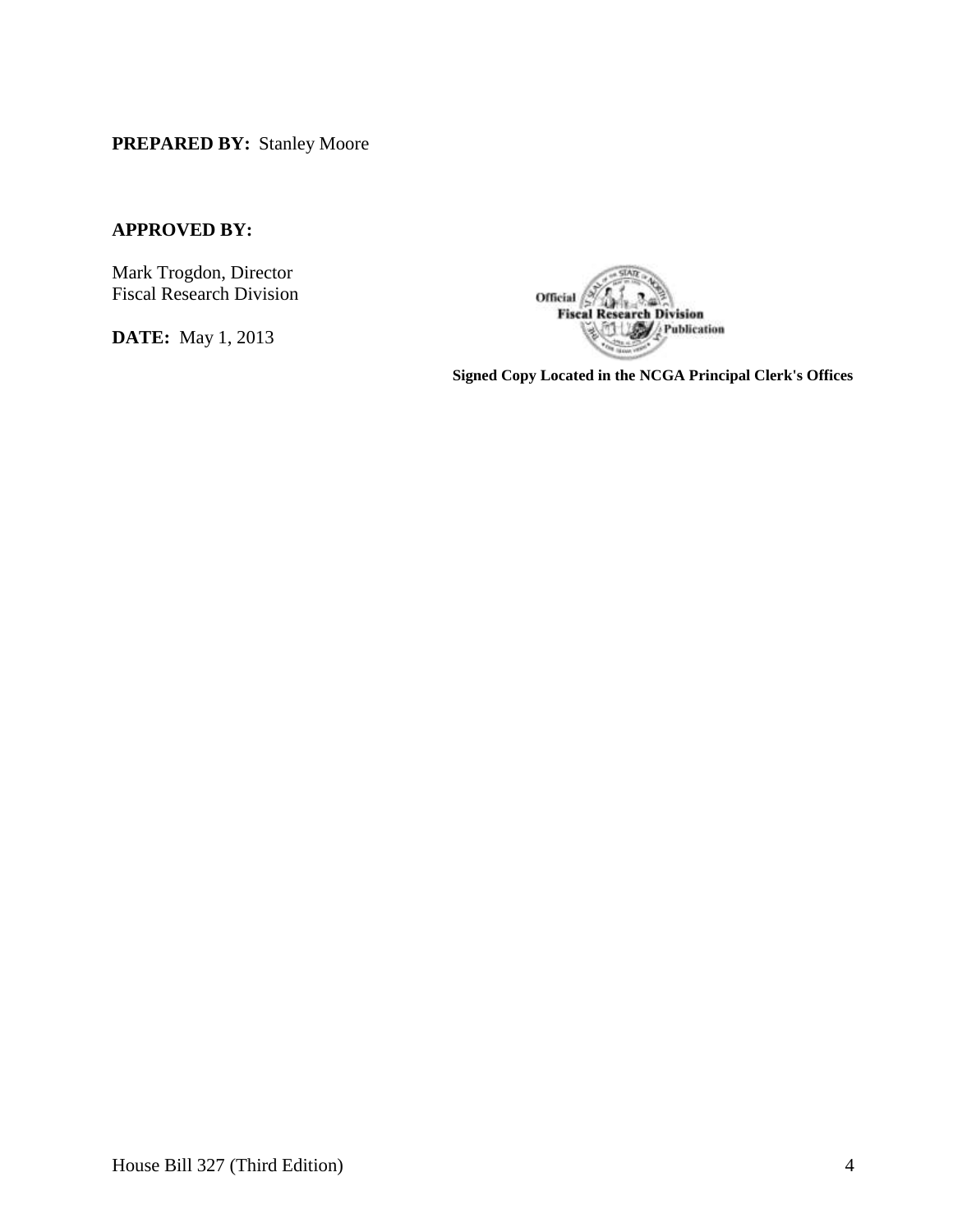**PREPARED BY:** Stanley Moore

**APPROVED BY:**

Mark Trogdon, Director
Fiscal Research Division

**DATE:** May 1, 2013

Official Fiscal Research Division Publication

**Signed Copy Located in the NCGA Principal Clerk's Offices**